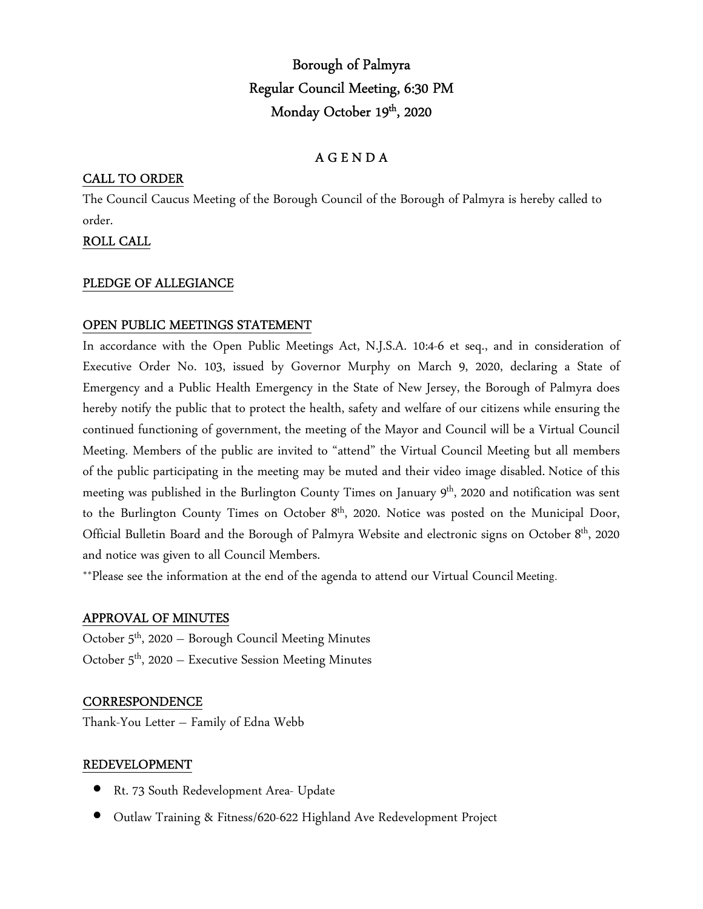# Borough of Palmyra
# Regular Council Meeting, 6:30 PM
# Monday October 19th, 2020

## A G E N D A

**CALL TO ORDER**

The Council Caucus Meeting of the Borough Council of the Borough of Palmyra is hereby called to order.

**ROLL CALL**

**PLEDGE OF ALLEGIANCE**

**OPEN PUBLIC MEETINGS STATEMENT**

In accordance with the Open Public Meetings Act, N.J.S.A. 10:4-6 et seq., and in consideration of Executive Order No. 103, issued by Governor Murphy on March 9, 2020, declaring a State of Emergency and a Public Health Emergency in the State of New Jersey, the Borough of Palmyra does hereby notify the public that to protect the health, safety and welfare of our citizens while ensuring the continued functioning of government, the meeting of the Mayor and Council will be a Virtual Council Meeting. Members of the public are invited to "attend" the Virtual Council Meeting but all members of the public participating in the meeting may be muted and their video image disabled. Notice of this meeting was published in the Burlington County Times on January 9th, 2020 and notification was sent to the Burlington County Times on October 8th, 2020. Notice was posted on the Municipal Door, Official Bulletin Board and the Borough of Palmyra Website and electronic signs on October 8th, 2020 and notice was given to all Council Members.

**Please see the information at the end of the agenda to attend our Virtual Council Meeting.

**APPROVAL OF MINUTES**

October 5th, 2020 – Borough Council Meeting Minutes
October 5th, 2020 – Executive Session Meeting Minutes

**CORRESPONDENCE**

Thank-You Letter – Family of Edna Webb

**REDEVELOPMENT**

- Rt. 73 South Redevelopment Area- Update
- Outlaw Training & Fitness/620-622 Highland Ave Redevelopment Project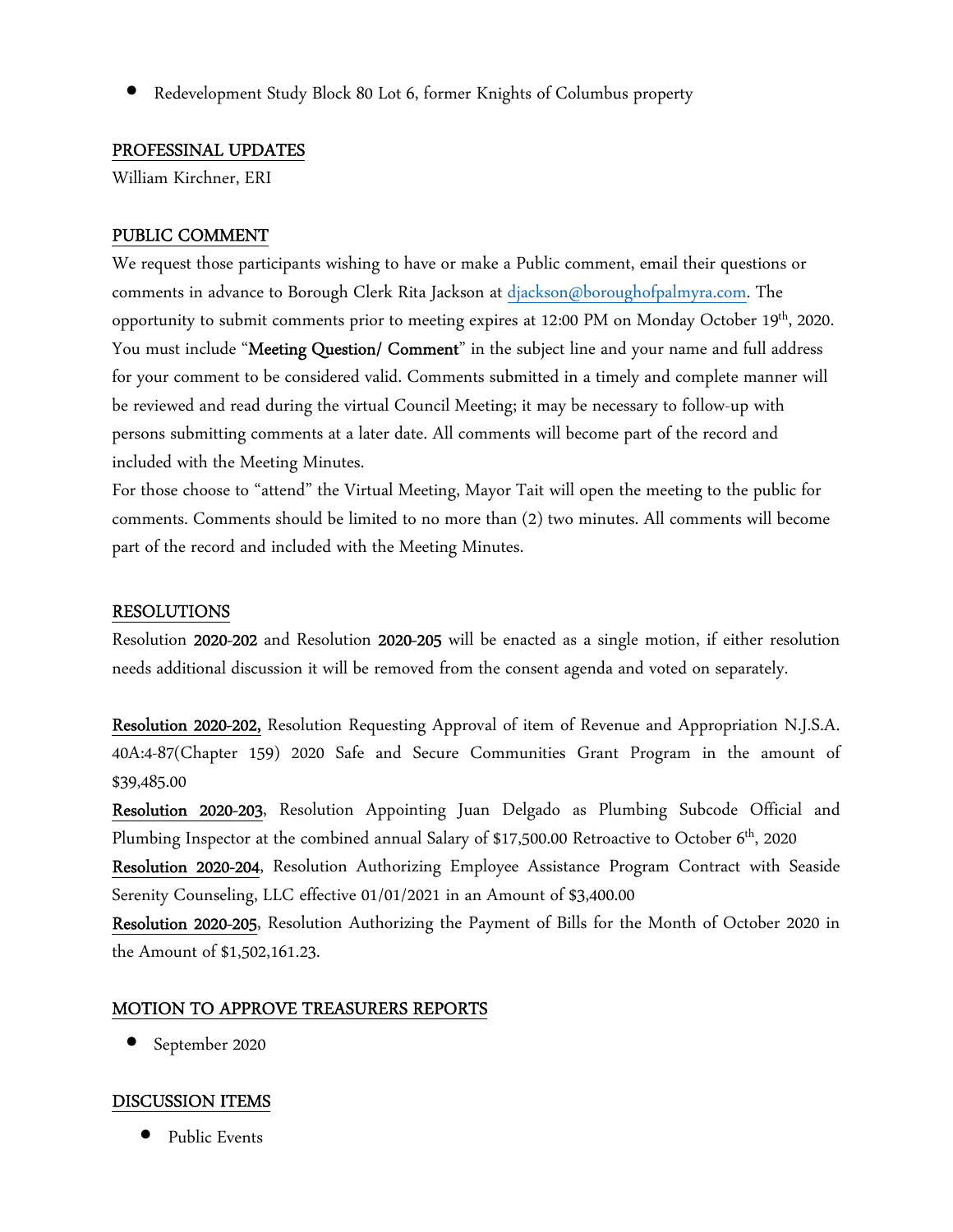- Redevelopment Study Block 80 Lot 6, former Knights of Columbus property

## PROFESSINAL UPDATES

William Kirchner, ERI

## PUBLIC COMMENT

We request those participants wishing to have or make a Public comment, email their questions or comments in advance to Borough Clerk Rita Jackson at djackson@boroughofpalmyra.com. The opportunity to submit comments prior to meeting expires at 12:00 PM on Monday October 19th, 2020. You must include "**Meeting Question/ Comment**" in the subject line and your name and full address for your comment to be considered valid. Comments submitted in a timely and complete manner will be reviewed and read during the virtual Council Meeting; it may be necessary to follow-up with persons submitting comments at a later date. All comments will become part of the record and included with the Meeting Minutes.

For those choose to "attend" the Virtual Meeting, Mayor Tait will open the meeting to the public for comments. Comments should be limited to no more than (2) two minutes. All comments will become part of the record and included with the Meeting Minutes.

## RESOLUTIONS

Resolution **2020-202** and Resolution **2020-205** will be enacted as a single motion, if either resolution needs additional discussion it will be removed from the consent agenda and voted on separately.

**Resolution 2020-202,** Resolution Requesting Approval of item of Revenue and Appropriation N.J.S.A. 40A:4-87(Chapter 159) 2020 Safe and Secure Communities Grant Program in the amount of $39,485.00

**Resolution 2020-203**, Resolution Appointing Juan Delgado as Plumbing Subcode Official and Plumbing Inspector at the combined annual Salary of $17,500.00 Retroactive to October 6th, 2020

**Resolution 2020-204**, Resolution Authorizing Employee Assistance Program Contract with Seaside Serenity Counseling, LLC effective 01/01/2021 in an Amount of $3,400.00

**Resolution 2020-205**, Resolution Authorizing the Payment of Bills for the Month of October 2020 in the Amount of $1,502,161.23.

## MOTION TO APPROVE TREASURERS REPORTS

- September 2020

## DISCUSSION ITEMS

- Public Events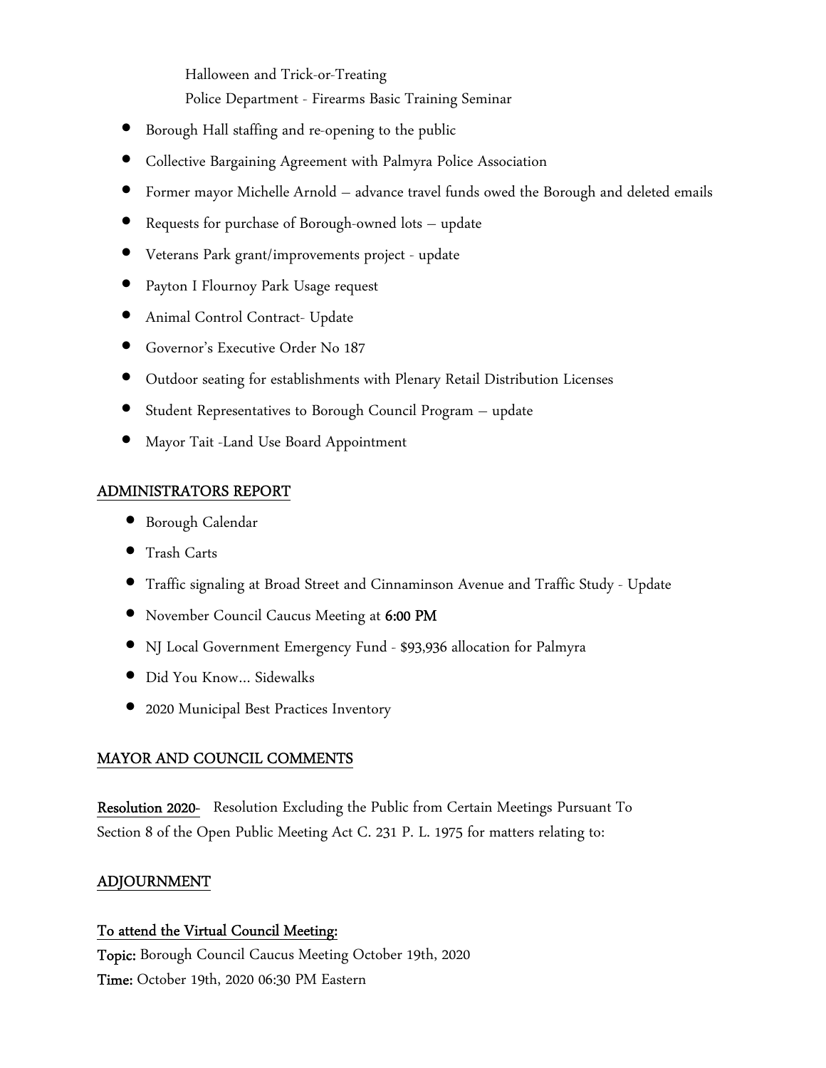Halloween and Trick-or-Treating

Police Department - Firearms Basic Training Seminar

- Borough Hall staffing and re-opening to the public
- Collective Bargaining Agreement with Palmyra Police Association
- Former mayor Michelle Arnold – advance travel funds owed the Borough and deleted emails
- Requests for purchase of Borough-owned lots – update
- Veterans Park grant/improvements project - update
- Payton I Flournoy Park Usage request
- Animal Control Contract- Update
- Governor's Executive Order No 187
- Outdoor seating for establishments with Plenary Retail Distribution Licenses
- Student Representatives to Borough Council Program – update
- Mayor Tait -Land Use Board Appointment

## ADMINISTRATORS REPORT

- Borough Calendar
- Trash Carts
- Traffic signaling at Broad Street and Cinnaminson Avenue and Traffic Study - Update
- November Council Caucus Meeting at **6:00 PM**
- NJ Local Government Emergency Fund - $93,936 allocation for Palmyra
- Did You Know… Sidewalks
- 2020 Municipal Best Practices Inventory

## MAYOR AND COUNCIL COMMENTS

**Resolution 2020-** Resolution Excluding the Public from Certain Meetings Pursuant To Section 8 of the Open Public Meeting Act C. 231 P. L. 1975 for matters relating to:

## ADJOURNMENT

**To attend the Virtual Council Meeting:**

**Topic:** Borough Council Caucus Meeting October 19th, 2020

**Time:** October 19th, 2020 06:30 PM Eastern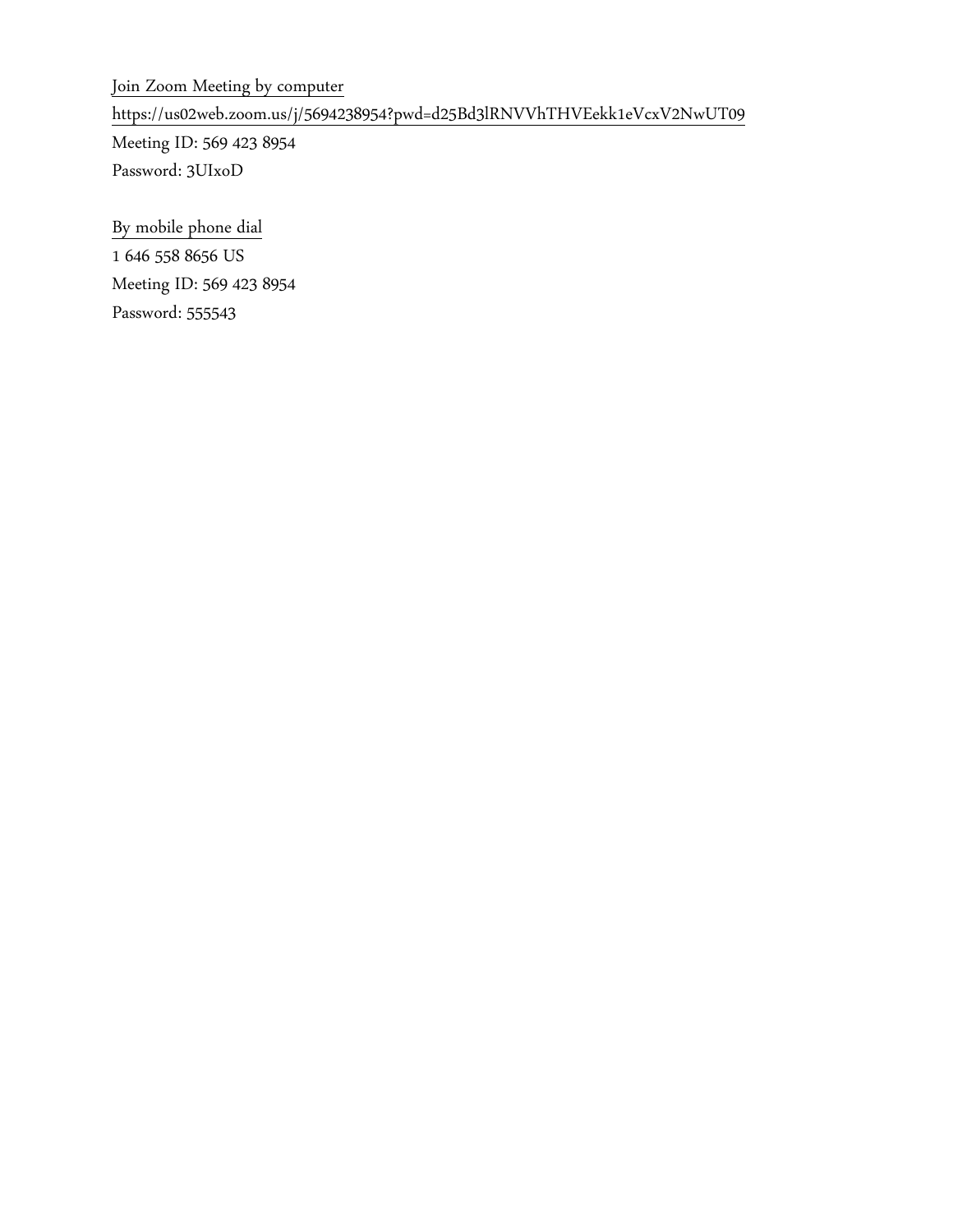Join Zoom Meeting by computer

https://us02web.zoom.us/j/5694238954?pwd=d25Bd3lRNVVhTHVEekk1eVcxV2NwUT09

Meeting ID: 569 423 8954

Password: 3UIxoD

By mobile phone dial

1 646 558 8656 US

Meeting ID: 569 423 8954

Password: 555543